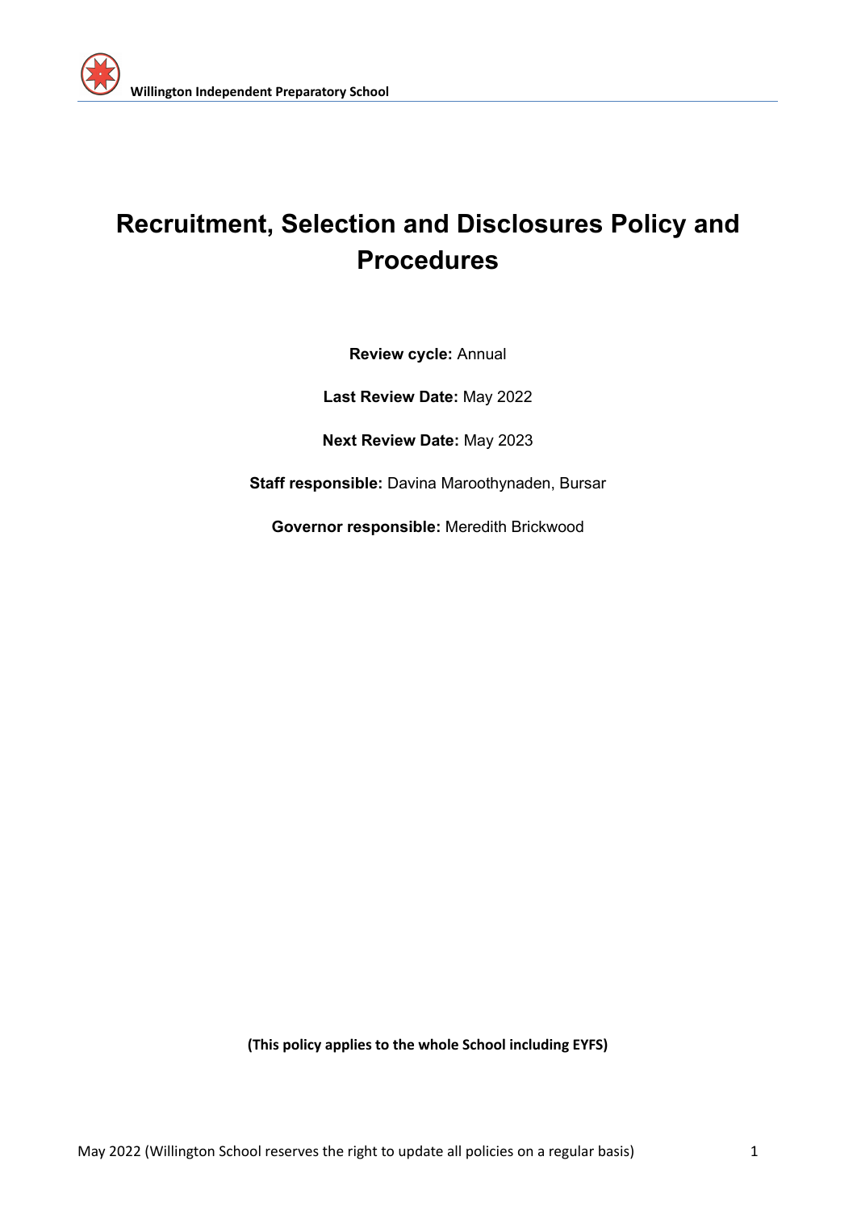# Recruitment, Selection and Disclosures Policy and Procedures

**Review cycle:** Annual

**Last Review Date:** May 2022

**Next Review Date:** May 2023

**Staff responsible:** Davina Maroothynaden, Bursar

**Governor responsible:** Meredith Brickwood

**(This policy applies to the whole School including EYFS)**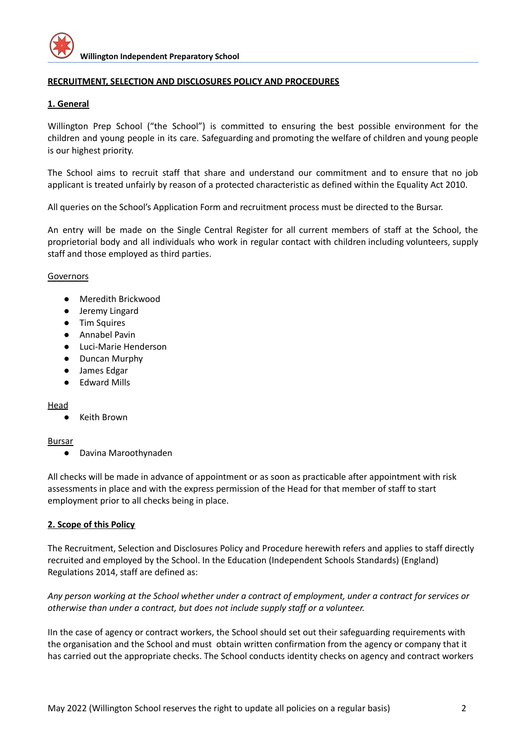**RECRUITMENT, SELECTION AND DISCLOSURES POLICY AND PROCEDURES**

## 1. General

Willington Prep School ("the School") is committed to ensuring the best possible environment for the children and young people in its care. Safeguarding and promoting the welfare of children and young people is our highest priority.

The School aims to recruit staff that share and understand our commitment and to ensure that no job applicant is treated unfairly by reason of a protected characteristic as defined within the Equality Act 2010.

All queries on the School's Application Form and recruitment process must be directed to the Bursar.

An entry will be made on the Single Central Register for all current members of staff at the School, the proprietorial body and all individuals who work in regular contact with children including volunteers, supply staff and those employed as third parties.

Governors

- Meredith Brickwood
- Jeremy Lingard
- Tim Squires
- Annabel Pavin
- Luci-Marie Henderson
- Duncan Murphy
- James Edgar
- Edward Mills

Head

- Keith Brown

Bursar

- Davina Maroothynaden

All checks will be made in advance of appointment or as soon as practicable after appointment with risk assessments in place and with the express permission of the Head for that member of staff to start employment prior to all checks being in place.

## 2. Scope of this Policy

The Recruitment, Selection and Disclosures Policy and Procedure herewith refers and applies to staff directly recruited and employed by the School. In the Education (Independent Schools Standards) (England) Regulations 2014, staff are defined as:

*Any person working at the School whether under a contract of employment, under a contract for services or otherwise than under a contract, but does not include supply staff or a volunteer.*

IIn the case of agency or contract workers, the School should set out their safeguarding requirements with the organisation and the School and must obtain written confirmation from the agency or company that it has carried out the appropriate checks. The School conducts identity checks on agency and contract workers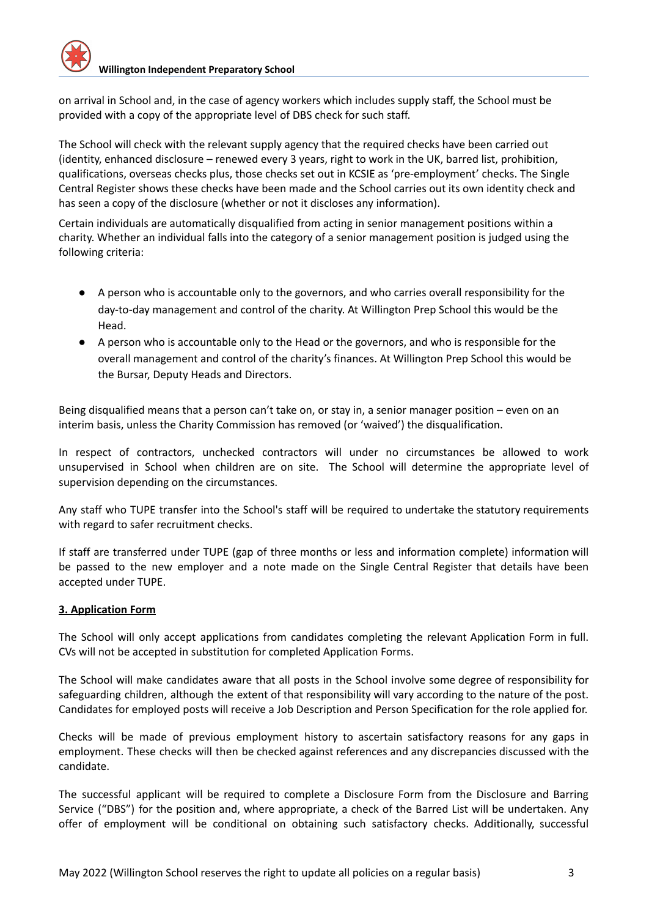on arrival in School and, in the case of agency workers which includes supply staff, the School must be provided with a copy of the appropriate level of DBS check for such staff.

The School will check with the relevant supply agency that the required checks have been carried out (identity, enhanced disclosure – renewed every 3 years, right to work in the UK, barred list, prohibition, qualifications, overseas checks plus, those checks set out in KCSIE as 'pre-employment' checks. The Single Central Register shows these checks have been made and the School carries out its own identity check and has seen a copy of the disclosure (whether or not it discloses any information).

Certain individuals are automatically disqualified from acting in senior management positions within a charity. Whether an individual falls into the category of a senior management position is judged using the following criteria:

- A person who is accountable only to the governors, and who carries overall responsibility for the day-to-day management and control of the charity. At Willington Prep School this would be the Head.
- A person who is accountable only to the Head or the governors, and who is responsible for the overall management and control of the charity's finances. At Willington Prep School this would be the Bursar, Deputy Heads and Directors.

Being disqualified means that a person can't take on, or stay in, a senior manager position – even on an interim basis, unless the Charity Commission has removed (or 'waived') the disqualification.

In respect of contractors, unchecked contractors will under no circumstances be allowed to work unsupervised in School when children are on site. The School will determine the appropriate level of supervision depending on the circumstances.

Any staff who TUPE transfer into the School's staff will be required to undertake the statutory requirements with regard to safer recruitment checks.

If staff are transferred under TUPE (gap of three months or less and information complete) information will be passed to the new employer and a note made on the Single Central Register that details have been accepted under TUPE.

## 3. Application Form

The School will only accept applications from candidates completing the relevant Application Form in full. CVs will not be accepted in substitution for completed Application Forms.

The School will make candidates aware that all posts in the School involve some degree of responsibility for safeguarding children, although the extent of that responsibility will vary according to the nature of the post. Candidates for employed posts will receive a Job Description and Person Specification for the role applied for.

Checks will be made of previous employment history to ascertain satisfactory reasons for any gaps in employment. These checks will then be checked against references and any discrepancies discussed with the candidate.

The successful applicant will be required to complete a Disclosure Form from the Disclosure and Barring Service ("DBS") for the position and, where appropriate, a check of the Barred List will be undertaken. Any offer of employment will be conditional on obtaining such satisfactory checks. Additionally, successful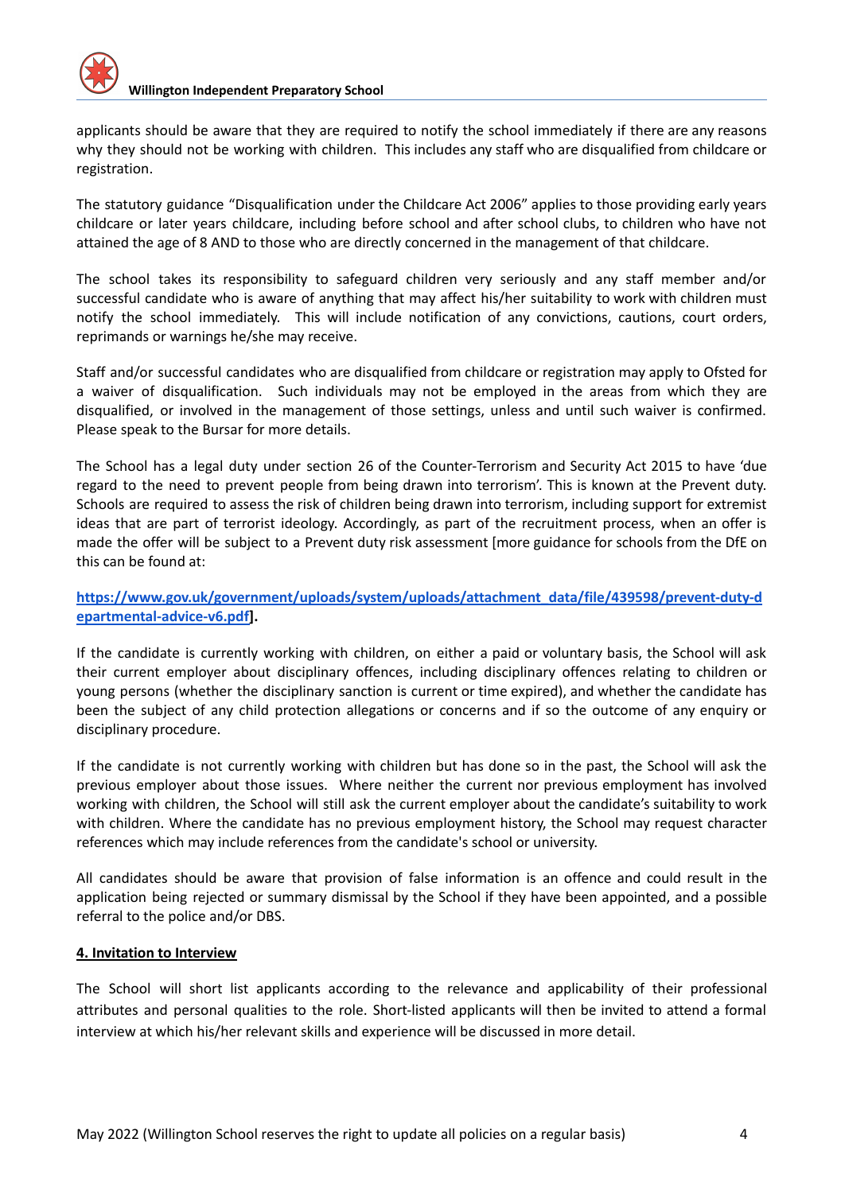applicants should be aware that they are required to notify the school immediately if there are any reasons why they should not be working with children. This includes any staff who are disqualified from childcare or registration.

The statutory guidance "Disqualification under the Childcare Act 2006" applies to those providing early years childcare or later years childcare, including before school and after school clubs, to children who have not attained the age of 8 AND to those who are directly concerned in the management of that childcare.

The school takes its responsibility to safeguard children very seriously and any staff member and/or successful candidate who is aware of anything that may affect his/her suitability to work with children must notify the school immediately. This will include notification of any convictions, cautions, court orders, reprimands or warnings he/she may receive.

Staff and/or successful candidates who are disqualified from childcare or registration may apply to Ofsted for a waiver of disqualification. Such individuals may not be employed in the areas from which they are disqualified, or involved in the management of those settings, unless and until such waiver is confirmed. Please speak to the Bursar for more details.

The School has a legal duty under section 26 of the Counter-Terrorism and Security Act 2015 to have 'due regard to the need to prevent people from being drawn into terrorism'. This is known at the Prevent duty. Schools are required to assess the risk of children being drawn into terrorism, including support for extremist ideas that are part of terrorist ideology. Accordingly, as part of the recruitment process, when an offer is made the offer will be subject to a Prevent duty risk assessment [more guidance for schools from the DfE on this can be found at:

**[https://www.gov.uk/government/uploads/system/uploads/attachment_data/file/439598/prevent-duty-departmental-advice-v6.pdf](https://www.gov.uk/government/uploads/system/uploads/attachment_data/file/439598/prevent-duty-departmental-advice-v6.pdf)].**

If the candidate is currently working with children, on either a paid or voluntary basis, the School will ask their current employer about disciplinary offences, including disciplinary offences relating to children or young persons (whether the disciplinary sanction is current or time expired), and whether the candidate has been the subject of any child protection allegations or concerns and if so the outcome of any enquiry or disciplinary procedure.

If the candidate is not currently working with children but has done so in the past, the School will ask the previous employer about those issues. Where neither the current nor previous employment has involved working with children, the School will still ask the current employer about the candidate's suitability to work with children. Where the candidate has no previous employment history, the School may request character references which may include references from the candidate's school or university.

All candidates should be aware that provision of false information is an offence and could result in the application being rejected or summary dismissal by the School if they have been appointed, and a possible referral to the police and/or DBS.

## 4. Invitation to Interview

The School will short list applicants according to the relevance and applicability of their professional attributes and personal qualities to the role. Short-listed applicants will then be invited to attend a formal interview at which his/her relevant skills and experience will be discussed in more detail.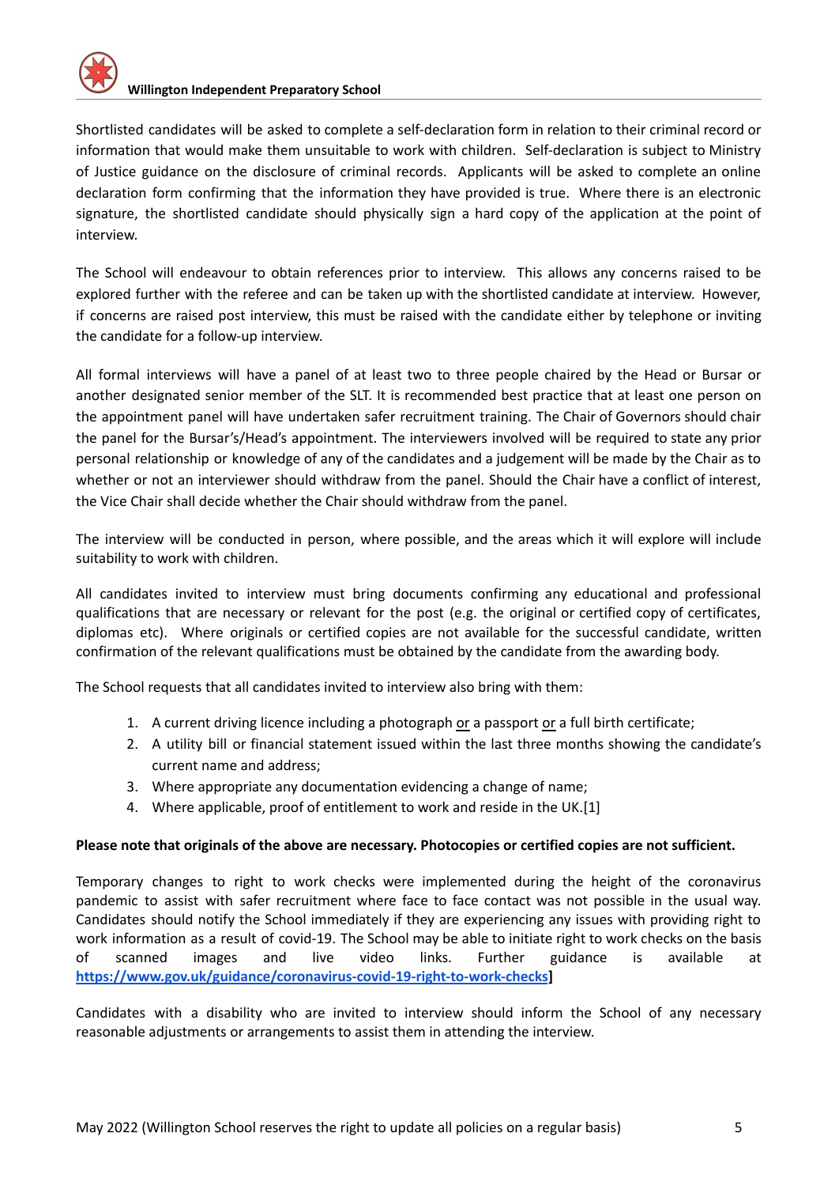Shortlisted candidates will be asked to complete a self-declaration form in relation to their criminal record or information that would make them unsuitable to work with children. Self-declaration is subject to Ministry of Justice guidance on the disclosure of criminal records. Applicants will be asked to complete an online declaration form confirming that the information they have provided is true. Where there is an electronic signature, the shortlisted candidate should physically sign a hard copy of the application at the point of interview.

The School will endeavour to obtain references prior to interview. This allows any concerns raised to be explored further with the referee and can be taken up with the shortlisted candidate at interview. However, if concerns are raised post interview, this must be raised with the candidate either by telephone or inviting the candidate for a follow-up interview.

All formal interviews will have a panel of at least two to three people chaired by the Head or Bursar or another designated senior member of the SLT. It is recommended best practice that at least one person on the appointment panel will have undertaken safer recruitment training. The Chair of Governors should chair the panel for the Bursar's/Head's appointment. The interviewers involved will be required to state any prior personal relationship or knowledge of any of the candidates and a judgement will be made by the Chair as to whether or not an interviewer should withdraw from the panel. Should the Chair have a conflict of interest, the Vice Chair shall decide whether the Chair should withdraw from the panel.

The interview will be conducted in person, where possible, and the areas which it will explore will include suitability to work with children.

All candidates invited to interview must bring documents confirming any educational and professional qualifications that are necessary or relevant for the post (e.g. the original or certified copy of certificates, diplomas etc). Where originals or certified copies are not available for the successful candidate, written confirmation of the relevant qualifications must be obtained by the candidate from the awarding body.

The School requests that all candidates invited to interview also bring with them:

1. A current driving licence including a photograph or a passport or a full birth certificate;
2. A utility bill or financial statement issued within the last three months showing the candidate's current name and address;
3. Where appropriate any documentation evidencing a change of name;
4. Where applicable, proof of entitlement to work and reside in the UK.[1]

**Please note that originals of the above are necessary. Photocopies or certified copies are not sufficient.**

Temporary changes to right to work checks were implemented during the height of the coronavirus pandemic to assist with safer recruitment where face to face contact was not possible in the usual way. Candidates should notify the School immediately if they are experiencing any issues with providing right to work information as a result of covid-19. The School may be able to initiate right to work checks on the basis of scanned images and live video links. Further guidance is available at **https://www.gov.uk/guidance/coronavirus-covid-19-right-to-work-checks]**

Candidates with a disability who are invited to interview should inform the School of any necessary reasonable adjustments or arrangements to assist them in attending the interview.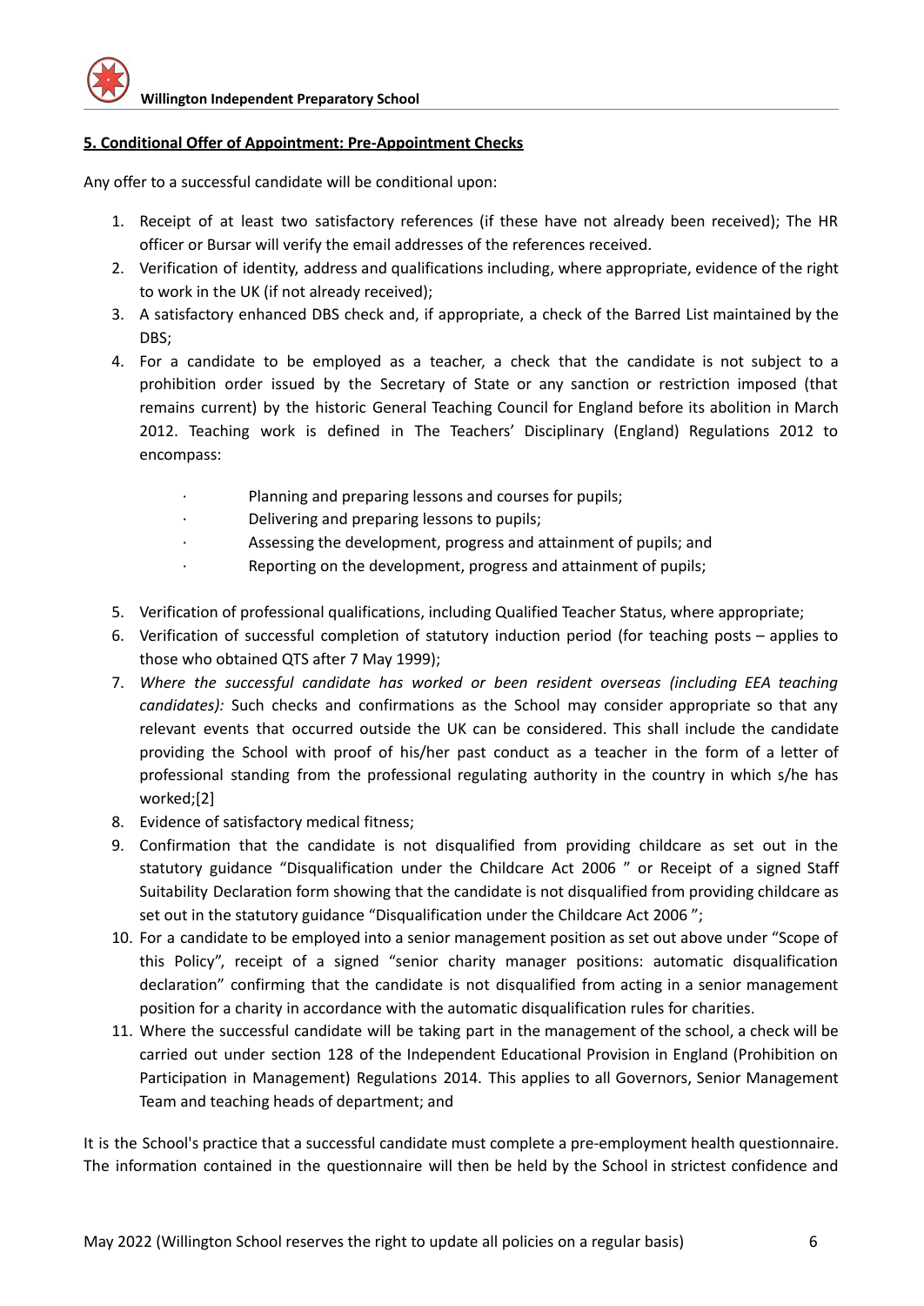**5. Conditional Offer of Appointment: Pre-Appointment Checks**

Any offer to a successful candidate will be conditional upon:

1. Receipt of at least two satisfactory references (if these have not already been received); The HR officer or Bursar will verify the email addresses of the references received.
2. Verification of identity, address and qualifications including, where appropriate, evidence of the right to work in the UK (if not already received);
3. A satisfactory enhanced DBS check and, if appropriate, a check of the Barred List maintained by the DBS;
4. For a candidate to be employed as a teacher, a check that the candidate is not subject to a prohibition order issued by the Secretary of State or any sanction or restriction imposed (that remains current) by the historic General Teaching Council for England before its abolition in March 2012. Teaching work is defined in The Teachers' Disciplinary (England) Regulations 2012 to encompass:
   - Planning and preparing lessons and courses for pupils;
   - Delivering and preparing lessons to pupils;
   - Assessing the development, progress and attainment of pupils; and
   - Reporting on the development, progress and attainment of pupils;
5. Verification of professional qualifications, including Qualified Teacher Status, where appropriate;
6. Verification of successful completion of statutory induction period (for teaching posts – applies to those who obtained QTS after 7 May 1999);
7. *Where the successful candidate has worked or been resident overseas (including EEA teaching candidates):* Such checks and confirmations as the School may consider appropriate so that any relevant events that occurred outside the UK can be considered. This shall include the candidate providing the School with proof of his/her past conduct as a teacher in the form of a letter of professional standing from the professional regulating authority in the country in which s/he has worked;[2]
8. Evidence of satisfactory medical fitness;
9. Confirmation that the candidate is not disqualified from providing childcare as set out in the statutory guidance "Disqualification under the Childcare Act 2006 " or Receipt of a signed Staff Suitability Declaration form showing that the candidate is not disqualified from providing childcare as set out in the statutory guidance "Disqualification under the Childcare Act 2006 ";
10. For a candidate to be employed into a senior management position as set out above under "Scope of this Policy", receipt of a signed "senior charity manager positions: automatic disqualification declaration" confirming that the candidate is not disqualified from acting in a senior management position for a charity in accordance with the automatic disqualification rules for charities.
11. Where the successful candidate will be taking part in the management of the school, a check will be carried out under section 128 of the Independent Educational Provision in England (Prohibition on Participation in Management) Regulations 2014. This applies to all Governors, Senior Management Team and teaching heads of department; and

It is the School's practice that a successful candidate must complete a pre-employment health questionnaire. The information contained in the questionnaire will then be held by the School in strictest confidence and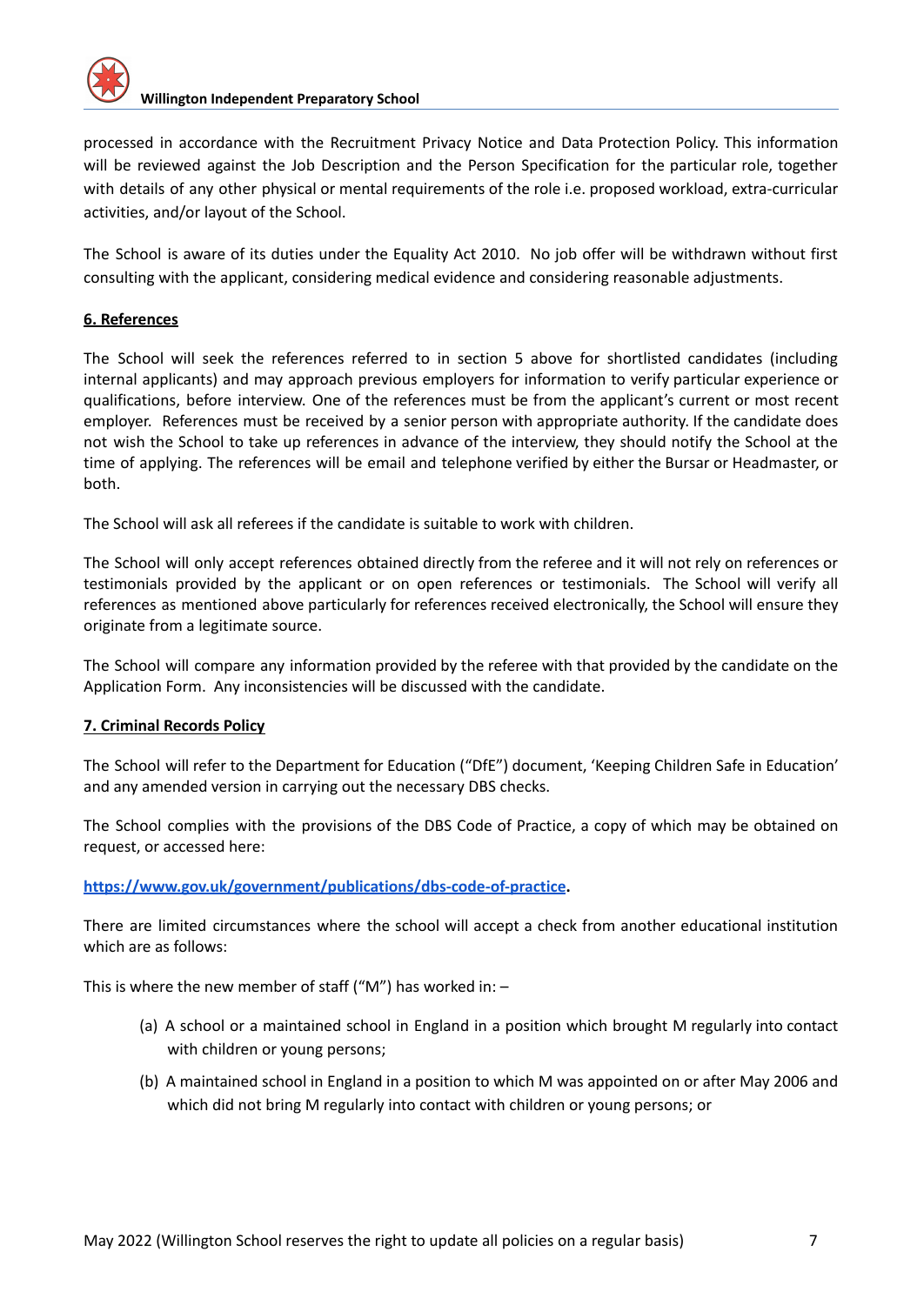processed in accordance with the Recruitment Privacy Notice and Data Protection Policy. This information will be reviewed against the Job Description and the Person Specification for the particular role, together with details of any other physical or mental requirements of the role i.e. proposed workload, extra-curricular activities, and/or layout of the School.

The School is aware of its duties under the Equality Act 2010. No job offer will be withdrawn without first consulting with the applicant, considering medical evidence and considering reasonable adjustments.

## 6. References

The School will seek the references referred to in section 5 above for shortlisted candidates (including internal applicants) and may approach previous employers for information to verify particular experience or qualifications, before interview. One of the references must be from the applicant's current or most recent employer. References must be received by a senior person with appropriate authority. If the candidate does not wish the School to take up references in advance of the interview, they should notify the School at the time of applying. The references will be email and telephone verified by either the Bursar or Headmaster, or both.

The School will ask all referees if the candidate is suitable to work with children.

The School will only accept references obtained directly from the referee and it will not rely on references or testimonials provided by the applicant or on open references or testimonials. The School will verify all references as mentioned above particularly for references received electronically, the School will ensure they originate from a legitimate source.

The School will compare any information provided by the referee with that provided by the candidate on the Application Form. Any inconsistencies will be discussed with the candidate.

## 7. Criminal Records Policy

The School will refer to the Department for Education ("DfE") document, 'Keeping Children Safe in Education' and any amended version in carrying out the necessary DBS checks.

The School complies with the provisions of the DBS Code of Practice, a copy of which may be obtained on request, or accessed here:

**[https://www.gov.uk/government/publications/dbs-code-of-practice](https://www.gov.uk/government/publications/dbs-code-of-practice).**

There are limited circumstances where the school will accept a check from another educational institution which are as follows:

This is where the new member of staff ("M") has worked in: –

(a) A school or a maintained school in England in a position which brought M regularly into contact with children or young persons;

(b) A maintained school in England in a position to which M was appointed on or after May 2006 and which did not bring M regularly into contact with children or young persons; or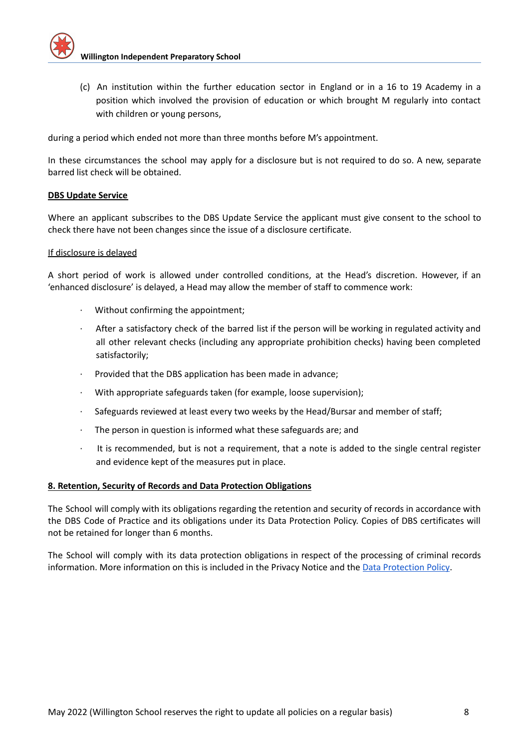(c) An institution within the further education sector in England or in a 16 to 19 Academy in a position which involved the provision of education or which brought M regularly into contact with children or young persons,

during a period which ended not more than three months before M's appointment.

In these circumstances the school may apply for a disclosure but is not required to do so. A new, separate barred list check will be obtained.

**DBS Update Service**

Where an applicant subscribes to the DBS Update Service the applicant must give consent to the school to check there have not been changes since the issue of a disclosure certificate.

If disclosure is delayed

A short period of work is allowed under controlled conditions, at the Head's discretion. However, if an 'enhanced disclosure' is delayed, a Head may allow the member of staff to commence work:

- Without confirming the appointment;
- After a satisfactory check of the barred list if the person will be working in regulated activity and all other relevant checks (including any appropriate prohibition checks) having been completed satisfactorily;
- Provided that the DBS application has been made in advance;
- With appropriate safeguards taken (for example, loose supervision);
- Safeguards reviewed at least every two weeks by the Head/Bursar and member of staff;
- The person in question is informed what these safeguards are; and
- It is recommended, but is not a requirement, that a note is added to the single central register and evidence kept of the measures put in place.

## 8. Retention, Security of Records and Data Protection Obligations

The School will comply with its obligations regarding the retention and security of records in accordance with the DBS Code of Practice and its obligations under its Data Protection Policy. Copies of DBS certificates will not be retained for longer than 6 months.

The School will comply with its data protection obligations in respect of the processing of criminal records information. More information on this is included in the Privacy Notice and the Data Protection Policy.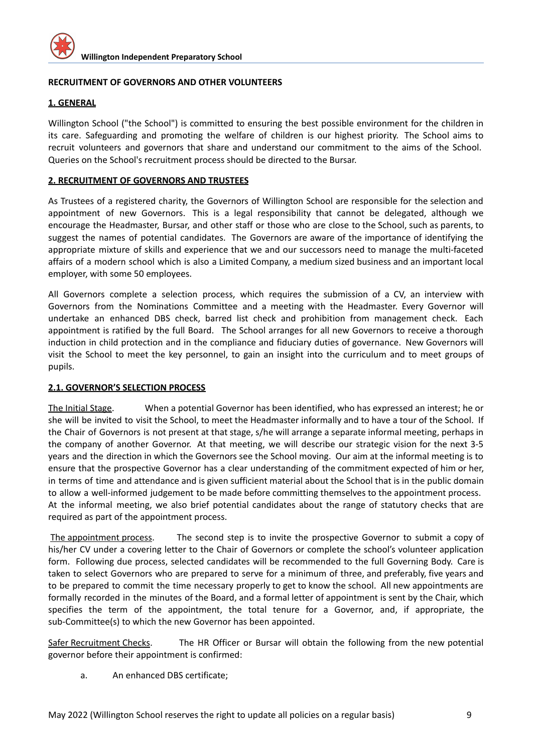**RECRUITMENT OF GOVERNORS AND OTHER VOLUNTEERS**

## 1. GENERAL

Willington School ("the School") is committed to ensuring the best possible environment for the children in its care. Safeguarding and promoting the welfare of children is our highest priority. The School aims to recruit volunteers and governors that share and understand our commitment to the aims of the School. Queries on the School's recruitment process should be directed to the Bursar.

## 2. RECRUITMENT OF GOVERNORS AND TRUSTEES

As Trustees of a registered charity, the Governors of Willington School are responsible for the selection and appointment of new Governors. This is a legal responsibility that cannot be delegated, although we encourage the Headmaster, Bursar, and other staff or those who are close to the School, such as parents, to suggest the names of potential candidates. The Governors are aware of the importance of identifying the appropriate mixture of skills and experience that we and our successors need to manage the multi-faceted affairs of a modern school which is also a Limited Company, a medium sized business and an important local employer, with some 50 employees.

All Governors complete a selection process, which requires the submission of a CV, an interview with Governors from the Nominations Committee and a meeting with the Headmaster. Every Governor will undertake an enhanced DBS check, barred list check and prohibition from management check. Each appointment is ratified by the full Board. The School arranges for all new Governors to receive a thorough induction in child protection and in the compliance and fiduciary duties of governance. New Governors will visit the School to meet the key personnel, to gain an insight into the curriculum and to meet groups of pupils.

### 2.1. GOVERNOR'S SELECTION PROCESS

The Initial Stage. When a potential Governor has been identified, who has expressed an interest; he or she will be invited to visit the School, to meet the Headmaster informally and to have a tour of the School. If the Chair of Governors is not present at that stage, s/he will arrange a separate informal meeting, perhaps in the company of another Governor. At that meeting, we will describe our strategic vision for the next 3-5 years and the direction in which the Governors see the School moving. Our aim at the informal meeting is to ensure that the prospective Governor has a clear understanding of the commitment expected of him or her, in terms of time and attendance and is given sufficient material about the School that is in the public domain to allow a well-informed judgement to be made before committing themselves to the appointment process. At the informal meeting, we also brief potential candidates about the range of statutory checks that are required as part of the appointment process.

The appointment process. The second step is to invite the prospective Governor to submit a copy of his/her CV under a covering letter to the Chair of Governors or complete the school's volunteer application form. Following due process, selected candidates will be recommended to the full Governing Body. Care is taken to select Governors who are prepared to serve for a minimum of three, and preferably, five years and to be prepared to commit the time necessary properly to get to know the school. All new appointments are formally recorded in the minutes of the Board, and a formal letter of appointment is sent by the Chair, which specifies the term of the appointment, the total tenure for a Governor, and, if appropriate, the sub-Committee(s) to which the new Governor has been appointed.

Safer Recruitment Checks. The HR Officer or Bursar will obtain the following from the new potential governor before their appointment is confirmed:

a. An enhanced DBS certificate;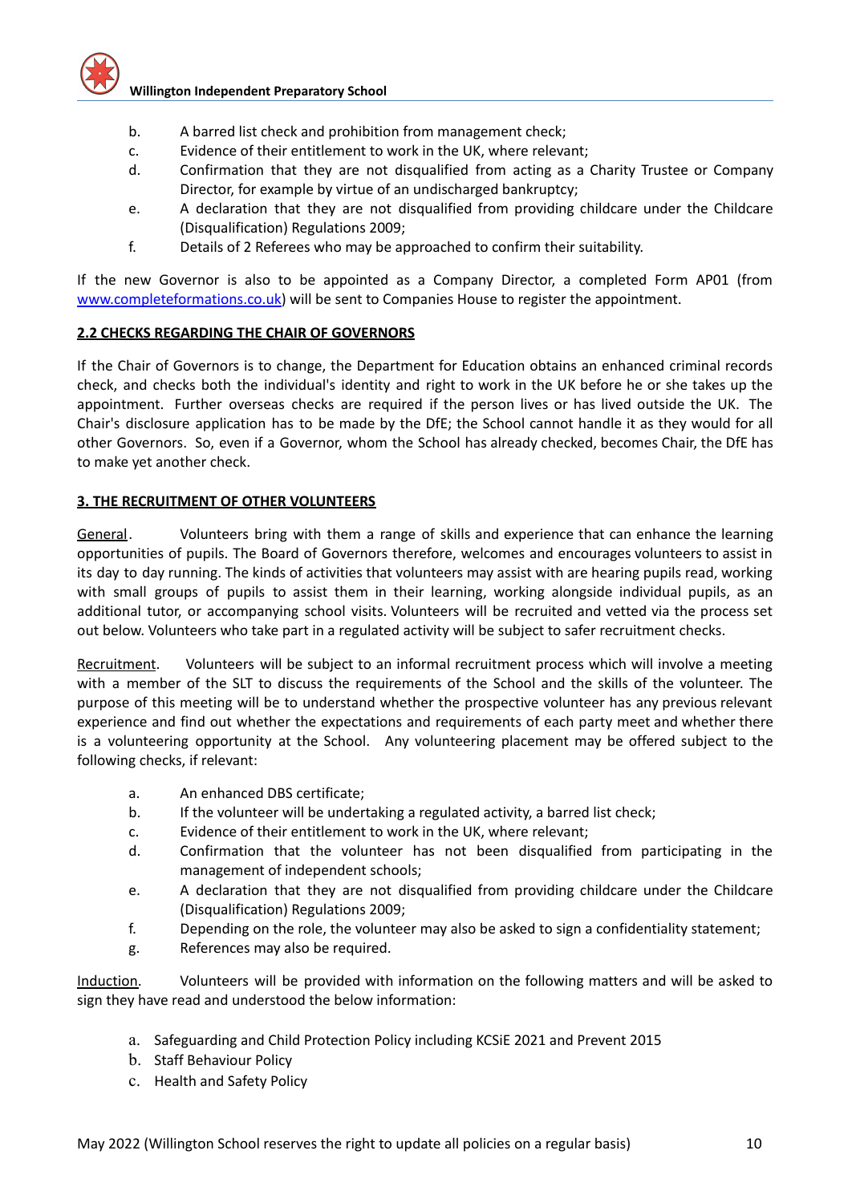b. A barred list check and prohibition from management check;
c. Evidence of their entitlement to work in the UK, where relevant;
d. Confirmation that they are not disqualified from acting as a Charity Trustee or Company Director, for example by virtue of an undischarged bankruptcy;
e. A declaration that they are not disqualified from providing childcare under the Childcare (Disqualification) Regulations 2009;
f. Details of 2 Referees who may be approached to confirm their suitability.

If the new Governor is also to be appointed as a Company Director, a completed Form AP01 (from [www.completeformations.co.uk](http://www.completeformations.co.uk)) will be sent to Companies House to register the appointment.

## 2.2 CHECKS REGARDING THE CHAIR OF GOVERNORS

If the Chair of Governors is to change, the Department for Education obtains an enhanced criminal records check, and checks both the individual's identity and right to work in the UK before he or she takes up the appointment. Further overseas checks are required if the person lives or has lived outside the UK. The Chair's disclosure application has to be made by the DfE; the School cannot handle it as they would for all other Governors. So, even if a Governor, whom the School has already checked, becomes Chair, the DfE has to make yet another check.

## 3. THE RECRUITMENT OF OTHER VOLUNTEERS

General. Volunteers bring with them a range of skills and experience that can enhance the learning opportunities of pupils. The Board of Governors therefore, welcomes and encourages volunteers to assist in its day to day running. The kinds of activities that volunteers may assist with are hearing pupils read, working with small groups of pupils to assist them in their learning, working alongside individual pupils, as an additional tutor, or accompanying school visits. Volunteers will be recruited and vetted via the process set out below. Volunteers who take part in a regulated activity will be subject to safer recruitment checks.

Recruitment. Volunteers will be subject to an informal recruitment process which will involve a meeting with a member of the SLT to discuss the requirements of the School and the skills of the volunteer. The purpose of this meeting will be to understand whether the prospective volunteer has any previous relevant experience and find out whether the expectations and requirements of each party meet and whether there is a volunteering opportunity at the School. Any volunteering placement may be offered subject to the following checks, if relevant:

a. An enhanced DBS certificate;
b. If the volunteer will be undertaking a regulated activity, a barred list check;
c. Evidence of their entitlement to work in the UK, where relevant;
d. Confirmation that the volunteer has not been disqualified from participating in the management of independent schools;
e. A declaration that they are not disqualified from providing childcare under the Childcare (Disqualification) Regulations 2009;
f. Depending on the role, the volunteer may also be asked to sign a confidentiality statement;
g. References may also be required.

Induction. Volunteers will be provided with information on the following matters and will be asked to sign they have read and understood the below information:

a. Safeguarding and Child Protection Policy including KCSiE 2021 and Prevent 2015
b. Staff Behaviour Policy
c. Health and Safety Policy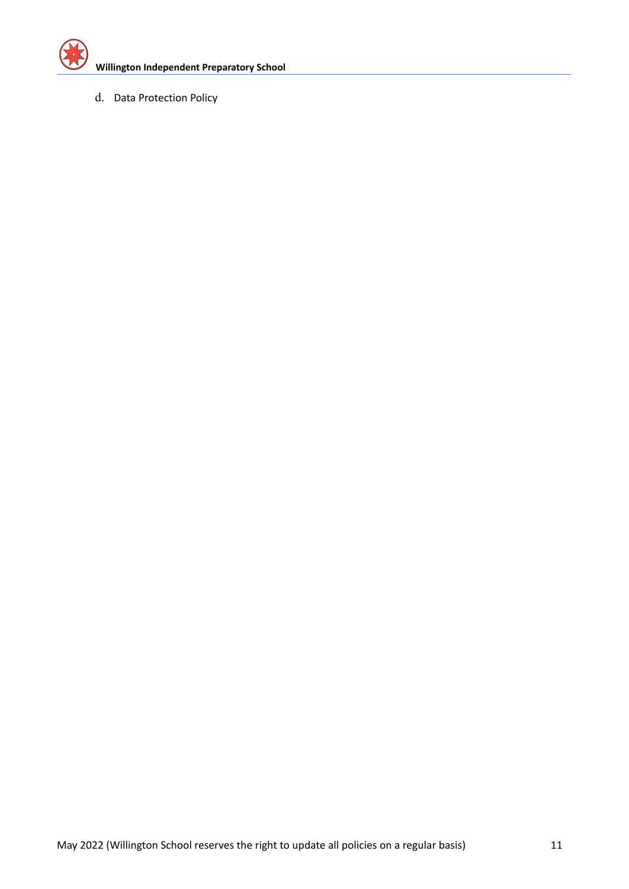d. Data Protection Policy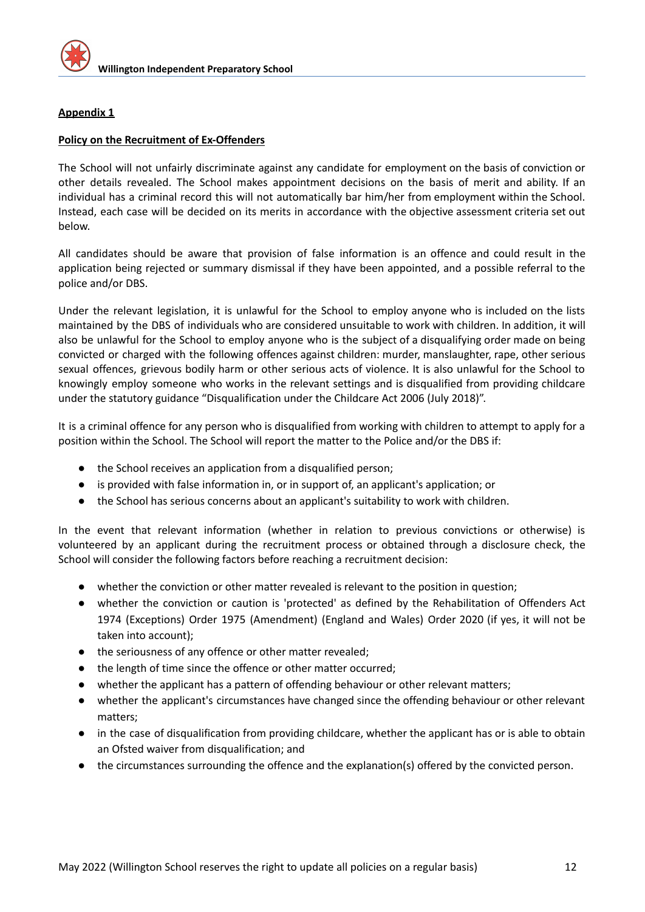**Appendix 1**

**Policy on the Recruitment of Ex-Offenders**

The School will not unfairly discriminate against any candidate for employment on the basis of conviction or other details revealed. The School makes appointment decisions on the basis of merit and ability. If an individual has a criminal record this will not automatically bar him/her from employment within the School. Instead, each case will be decided on its merits in accordance with the objective assessment criteria set out below.

All candidates should be aware that provision of false information is an offence and could result in the application being rejected or summary dismissal if they have been appointed, and a possible referral to the police and/or DBS.

Under the relevant legislation, it is unlawful for the School to employ anyone who is included on the lists maintained by the DBS of individuals who are considered unsuitable to work with children. In addition, it will also be unlawful for the School to employ anyone who is the subject of a disqualifying order made on being convicted or charged with the following offences against children: murder, manslaughter, rape, other serious sexual offences, grievous bodily harm or other serious acts of violence. It is also unlawful for the School to knowingly employ someone who works in the relevant settings and is disqualified from providing childcare under the statutory guidance "Disqualification under the Childcare Act 2006 (July 2018)".

It is a criminal offence for any person who is disqualified from working with children to attempt to apply for a position within the School. The School will report the matter to the Police and/or the DBS if:

- the School receives an application from a disqualified person;
- is provided with false information in, or in support of, an applicant's application; or
- the School has serious concerns about an applicant's suitability to work with children.

In the event that relevant information (whether in relation to previous convictions or otherwise) is volunteered by an applicant during the recruitment process or obtained through a disclosure check, the School will consider the following factors before reaching a recruitment decision:

- whether the conviction or other matter revealed is relevant to the position in question;
- whether the conviction or caution is 'protected' as defined by the Rehabilitation of Offenders Act 1974 (Exceptions) Order 1975 (Amendment) (England and Wales) Order 2020 (if yes, it will not be taken into account);
- the seriousness of any offence or other matter revealed;
- the length of time since the offence or other matter occurred;
- whether the applicant has a pattern of offending behaviour or other relevant matters;
- whether the applicant's circumstances have changed since the offending behaviour or other relevant matters;
- in the case of disqualification from providing childcare, whether the applicant has or is able to obtain an Ofsted waiver from disqualification; and
- the circumstances surrounding the offence and the explanation(s) offered by the convicted person.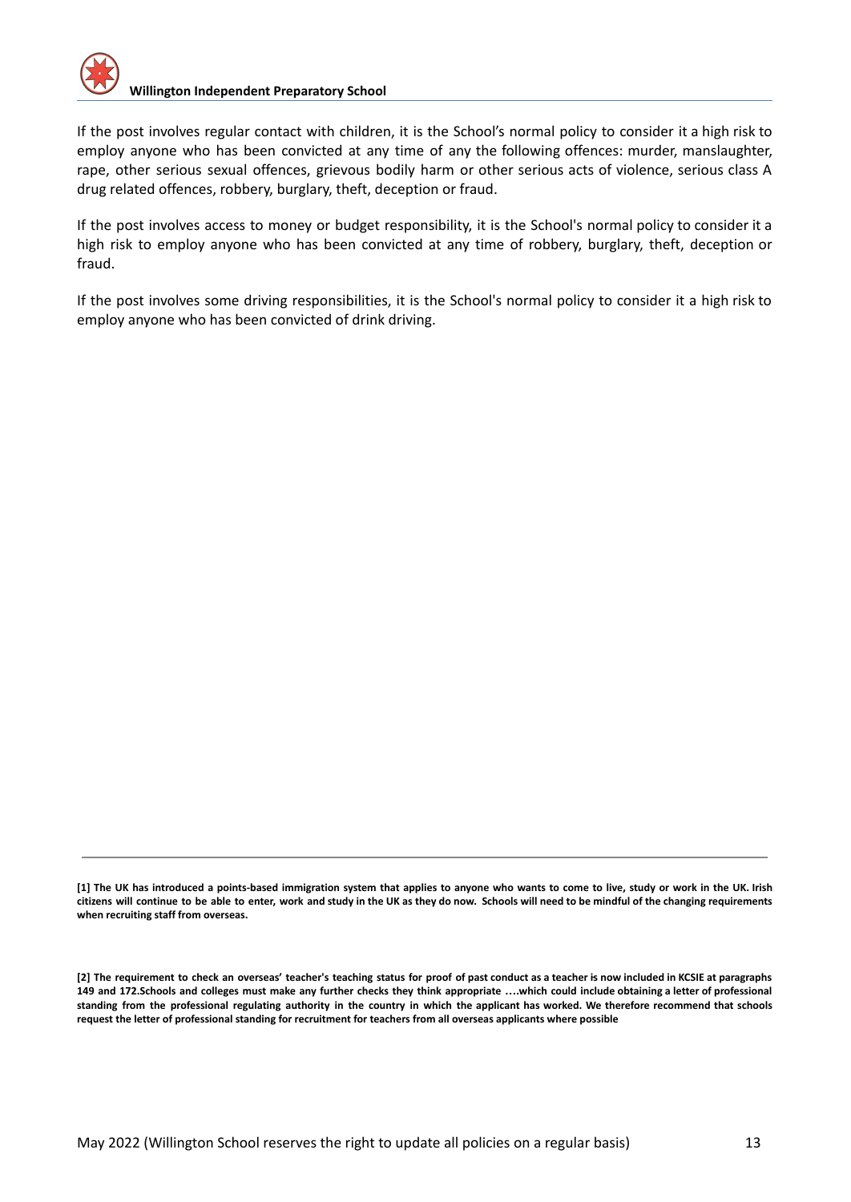If the post involves regular contact with children, it is the School's normal policy to consider it a high risk to employ anyone who has been convicted at any time of any the following offences: murder, manslaughter, rape, other serious sexual offences, grievous bodily harm or other serious acts of violence, serious class A drug related offences, robbery, burglary, theft, deception or fraud.

If the post involves access to money or budget responsibility, it is the School's normal policy to consider it a high risk to employ anyone who has been convicted at any time of robbery, burglary, theft, deception or fraud.

If the post involves some driving responsibilities, it is the School's normal policy to consider it a high risk to employ anyone who has been convicted of drink driving.

---

**[1] The UK has introduced a points-based immigration system that applies to anyone who wants to come to live, study or work in the UK. Irish citizens will continue to be able to enter, work and study in the UK as they do now. Schools will need to be mindful of the changing requirements when recruiting staff from overseas.**

**[2] The requirement to check an overseas' teacher's teaching status for proof of past conduct as a teacher is now included in KCSIE at paragraphs 149 and 172.Schools and colleges must make any further checks they think appropriate ….which could include obtaining a letter of professional standing from the professional regulating authority in the country in which the applicant has worked. We therefore recommend that schools request the letter of professional standing for recruitment for teachers from all overseas applicants where possible**